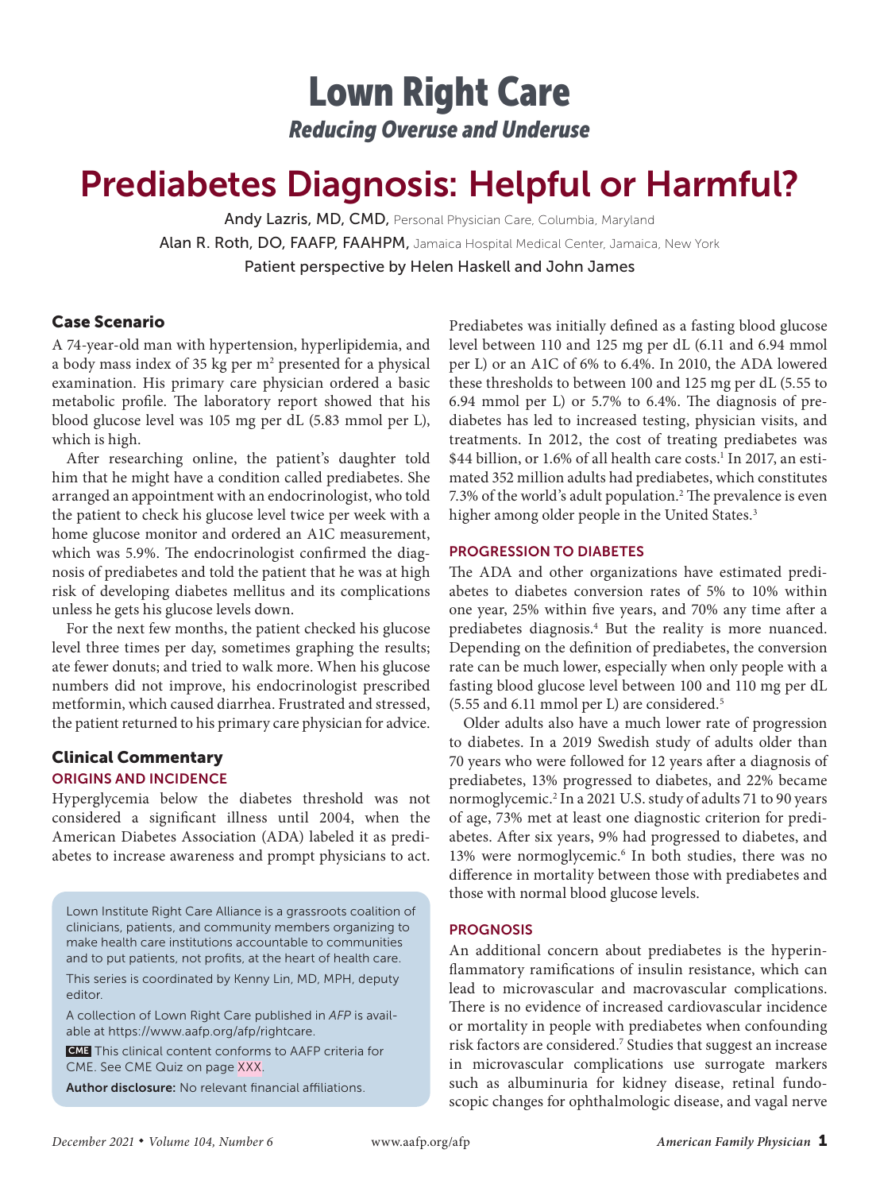# Lown Right Care

*Reducing Overuse and Underuse*

# Prediabetes Diagnosis: Helpful or Harmful?

Andy Lazris, MD, CMD, Personal Physician Care, Columbia, Maryland

Alan R. Roth, DO, FAAFP, FAAHPM, Jamaica Hospital Medical Center, Jamaica, New York

Patient perspective by Helen Haskell and John James

## Case Scenario

A 74-year-old man with hypertension, hyperlipidemia, and a body mass index of 35 kg per m$^2$ presented for a physical examination. His primary care physician ordered a basic metabolic profile. The laboratory report showed that his blood glucose level was 105 mg per dL (5.83 mmol per L), which is high.

After researching online, the patient's daughter told him that he might have a condition called prediabetes. She arranged an appointment with an endocrinologist, who told the patient to check his glucose level twice per week with a home glucose monitor and ordered an A1C measurement, which was 5.9%. The endocrinologist confirmed the diagnosis of prediabetes and told the patient that he was at high risk of developing diabetes mellitus and its complications unless he gets his glucose levels down.

For the next few months, the patient checked his glucose level three times per day, sometimes graphing the results; ate fewer donuts; and tried to walk more. When his glucose numbers did not improve, his endocrinologist prescribed metformin, which caused diarrhea. Frustrated and stressed, the patient returned to his primary care physician for advice.

## Clinical Commentary

### ORIGINS AND INCIDENCE

Hyperglycemia below the diabetes threshold was not considered a significant illness until 2004, when the American Diabetes Association (ADA) labeled it as prediabetes to increase awareness and prompt physicians to act.

Prediabetes was initially defined as a fasting blood glucose level between 110 and 125 mg per dL (6.11 and 6.94 mmol per L) or an A1C of 6% to 6.4%. In 2010, the ADA lowered these thresholds to between 100 and 125 mg per dL (5.55 to 6.94 mmol per L) or 5.7% to 6.4%. The diagnosis of prediabetes has led to increased testing, physician visits, and treatments. In 2012, the cost of treating prediabetes was $44 billion, or 1.6% of all health care costs.[1] In 2017, an estimated 352 million adults had prediabetes, which constitutes 7.3% of the world's adult population.[2] The prevalence is even higher among older people in the United States.[3]

### PROGRESSION TO DIABETES

The ADA and other organizations have estimated prediabetes to diabetes conversion rates of 5% to 10% within one year, 25% within five years, and 70% any time after a prediabetes diagnosis.[4] But the reality is more nuanced. Depending on the definition of prediabetes, the conversion rate can be much lower, especially when only people with a fasting blood glucose level between 100 and 110 mg per dL (5.55 and 6.11 mmol per L) are considered.[5]

Older adults also have a much lower rate of progression to diabetes. In a 2019 Swedish study of adults older than 70 years who were followed for 12 years after a diagnosis of prediabetes, 13% progressed to diabetes, and 22% became normoglycemic.[2] In a 2021 U.S. study of adults 71 to 90 years of age, 73% met at least one diagnostic criterion for prediabetes. After six years, 9% had progressed to diabetes, and 13% were normoglycemic.[6] In both studies, there was no difference in mortality between those with prediabetes and those with normal blood glucose levels.

### PROGNOSIS

An additional concern about prediabetes is the hyperinflammatory ramifications of insulin resistance, which can lead to microvascular and macrovascular complications. There is no evidence of increased cardiovascular incidence or mortality in people with prediabetes when confounding risk factors are considered.[7] Studies that suggest an increase in microvascular complications use surrogate markers such as albuminuria for kidney disease, retinal fundoscopic changes for ophthalmologic disease, and vagal nerve

---

Lown Institute Right Care Alliance is a grassroots coalition of clinicians, patients, and community members organizing to make health care institutions accountable to communities and to put patients, not profits, at the heart of health care.

This series is coordinated by Kenny Lin, MD, MPH, deputy editor.

A collection of Lown Right Care published in *AFP* is available at https://www.aafp.org/afp/rightcare.

**CME** This clinical content conforms to AAFP criteria for CME. See CME Quiz on page XXX.

**Author disclosure:** No relevant financial affiliations.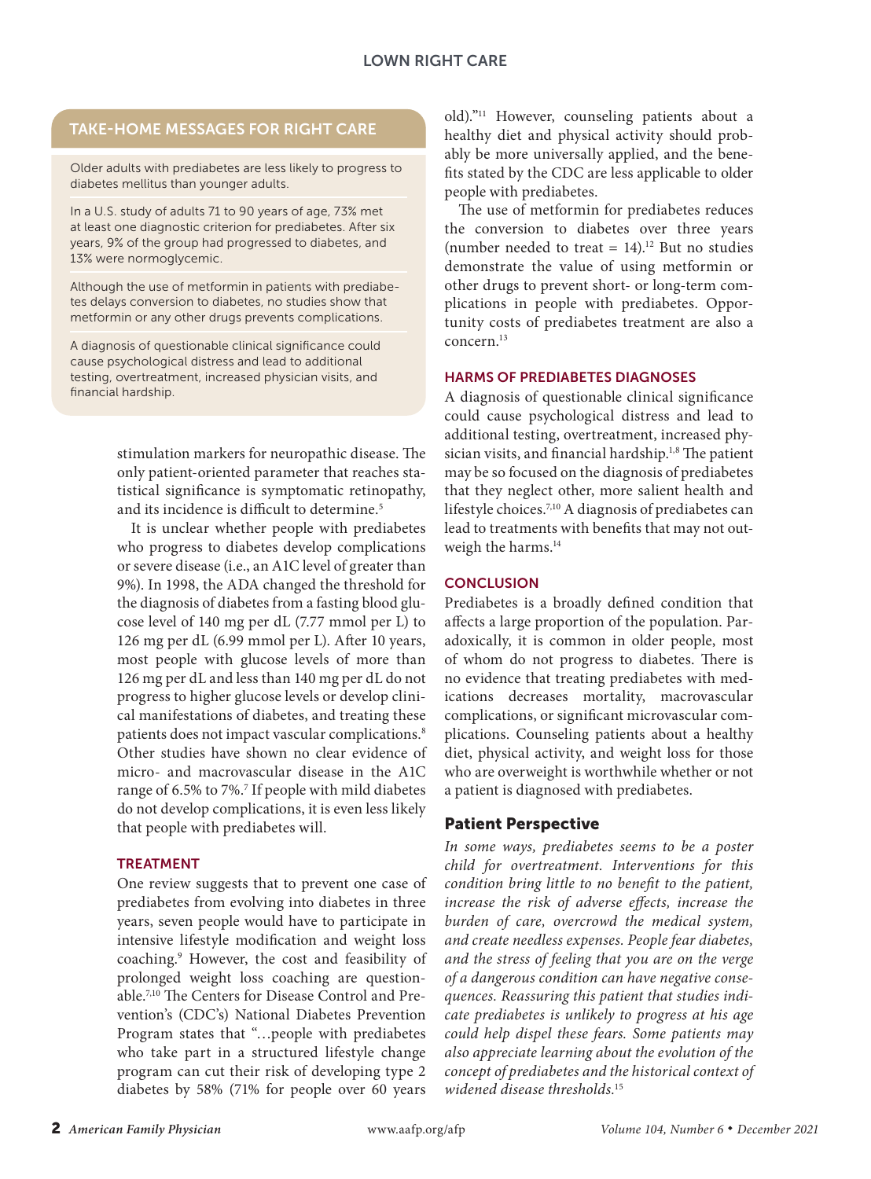## TAKE-HOME MESSAGES FOR RIGHT CARE

Older adults with prediabetes are less likely to progress to diabetes mellitus than younger adults.

In a U.S. study of adults 71 to 90 years of age, 73% met at least one diagnostic criterion for prediabetes. After six years, 9% of the group had progressed to diabetes, and 13% were normoglycemic.

Although the use of metformin in patients with prediabetes delays conversion to diabetes, no studies show that metformin or any other drugs prevents complications.

A diagnosis of questionable clinical significance could cause psychological distress and lead to additional testing, overtreatment, increased physician visits, and financial hardship.

stimulation markers for neuropathic disease. The only patient-oriented parameter that reaches statistical significance is symptomatic retinopathy, and its incidence is difficult to determine.[5]

It is unclear whether people with prediabetes who progress to diabetes develop complications or severe disease (i.e., an A1C level of greater than 9%). In 1998, the ADA changed the threshold for the diagnosis of diabetes from a fasting blood glucose level of 140 mg per dL (7.77 mmol per L) to 126 mg per dL (6.99 mmol per L). After 10 years, most people with glucose levels of more than 126 mg per dL and less than 140 mg per dL do not progress to higher glucose levels or develop clinical manifestations of diabetes, and treating these patients does not impact vascular complications.[8] Other studies have shown no clear evidence of micro- and macrovascular disease in the A1C range of 6.5% to 7%.[7] If people with mild diabetes do not develop complications, it is even less likely that people with prediabetes will.

### TREATMENT

One review suggests that to prevent one case of prediabetes from evolving into diabetes in three years, seven people would have to participate in intensive lifestyle modification and weight loss coaching.[9] However, the cost and feasibility of prolonged weight loss coaching are questionable.[7,10] The Centers for Disease Control and Prevention's (CDC's) National Diabetes Prevention Program states that "…people with prediabetes who take part in a structured lifestyle change program can cut their risk of developing type 2 diabetes by 58% (71% for people over 60 years old)."[11] However, counseling patients about a healthy diet and physical activity should probably be more universally applied, and the benefits stated by the CDC are less applicable to older people with prediabetes.

The use of metformin for prediabetes reduces the conversion to diabetes over three years (number needed to treat = 14).[12] But no studies demonstrate the value of using metformin or other drugs to prevent short- or long-term complications in people with prediabetes. Opportunity costs of prediabetes treatment are also a concern.[13]

### HARMS OF PREDIABETES DIAGNOSES

A diagnosis of questionable clinical significance could cause psychological distress and lead to additional testing, overtreatment, increased physician visits, and financial hardship.[1,8] The patient may be so focused on the diagnosis of prediabetes that they neglect other, more salient health and lifestyle choices.[7,10] A diagnosis of prediabetes can lead to treatments with benefits that may not outweigh the harms.[14]

### CONCLUSION

Prediabetes is a broadly defined condition that affects a large proportion of the population. Paradoxically, it is common in older people, most of whom do not progress to diabetes. There is no evidence that treating prediabetes with medications decreases mortality, macrovascular complications, or significant microvascular complications. Counseling patients about a healthy diet, physical activity, and weight loss for those who are overweight is worthwhile whether or not a patient is diagnosed with prediabetes.

## Patient Perspective

*In some ways, prediabetes seems to be a poster child for overtreatment. Interventions for this condition bring little to no benefit to the patient, increase the risk of adverse effects, increase the burden of care, overcrowd the medical system, and create needless expenses. People fear diabetes, and the stress of feeling that you are on the verge of a dangerous condition can have negative consequences. Reassuring this patient that studies indicate prediabetes is unlikely to progress at his age could help dispel these fears. Some patients may also appreciate learning about the evolution of the concept of prediabetes and the historical context of widened disease thresholds.*[15]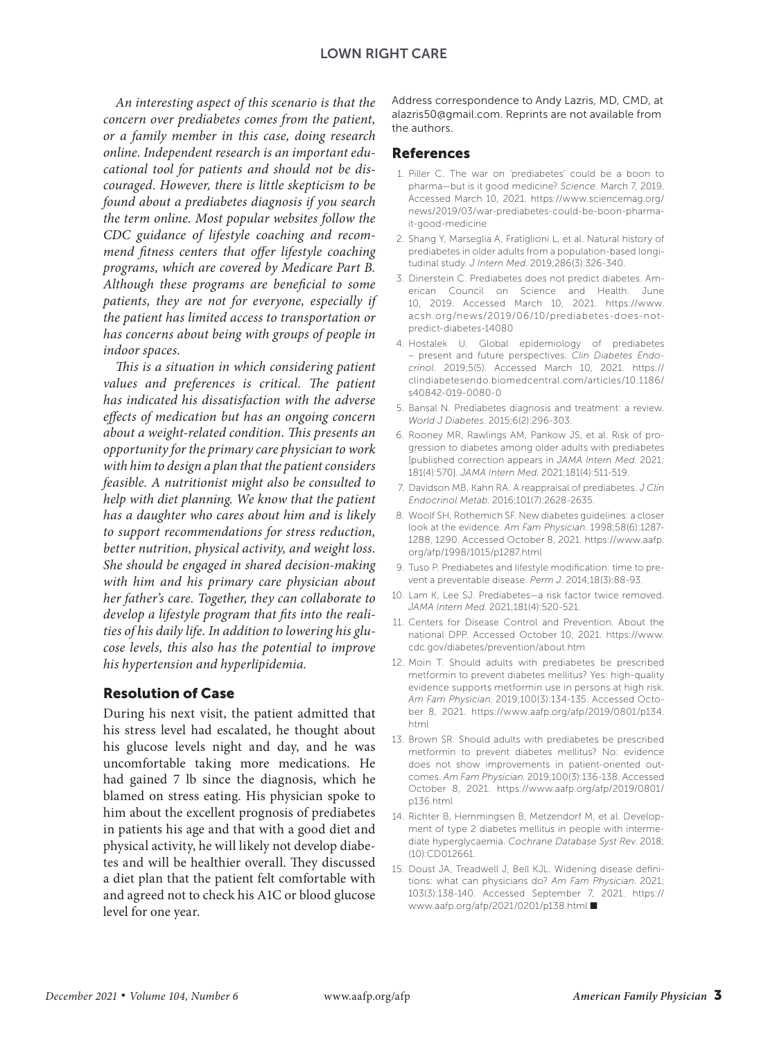*An interesting aspect of this scenario is that the concern over prediabetes comes from the patient, or a family member in this case, doing research online. Independent research is an important educational tool for patients and should not be discouraged. However, there is little skepticism to be found about a prediabetes diagnosis if you search the term online. Most popular websites follow the CDC guidance of lifestyle coaching and recommend fitness centers that offer lifestyle coaching programs, which are covered by Medicare Part B. Although these programs are beneficial to some patients, they are not for everyone, especially if the patient has limited access to transportation or has concerns about being with groups of people in indoor spaces.*

*This is a situation in which considering patient values and preferences is critical. The patient has indicated his dissatisfaction with the adverse effects of medication but has an ongoing concern about a weight-related condition. This presents an opportunity for the primary care physician to work with him to design a plan that the patient considers feasible. A nutritionist might also be consulted to help with diet planning. We know that the patient has a daughter who cares about him and is likely to support recommendations for stress reduction, better nutrition, physical activity, and weight loss. She should be engaged in shared decision-making with him and his primary care physician about her father's care. Together, they can collaborate to develop a lifestyle program that fits into the realities of his daily life. In addition to lowering his glucose levels, this also has the potential to improve his hypertension and hyperlipidemia.*

## Resolution of Case

During his next visit, the patient admitted that his stress level had escalated, he thought about his glucose levels night and day, and he was uncomfortable taking more medications. He had gained 7 lb since the diagnosis, which he blamed on stress eating. His physician spoke to him about the excellent prognosis of prediabetes in patients his age and that with a good diet and physical activity, he will likely not develop diabetes and will be healthier overall. They discussed a diet plan that the patient felt comfortable with and agreed not to check his A1C or blood glucose level for one year.

Address correspondence to Andy Lazris, MD, CMD, at alazris50@gmail.com. Reprints are not available from the authors.

## References

1. Piller C. The war on 'prediabetes' could be a boon to pharma—but is it good medicine? *Science*. March 7, 2019. Accessed March 10, 2021. https://www.sciencemag.org/news/2019/03/war-prediabetes-could-be-boon-pharma-it-good-medicine
2. Shang Y, Marseglia A, Fratiglioni L, et al. Natural history of prediabetes in older adults from a population-based longitudinal study. *J Intern Med*. 2019;286(3):326-340.
3. Dinerstein C. Prediabetes does not predict diabetes. American Council on Science and Health. June 10, 2019. Accessed March 10, 2021. https://www.acsh.org/news/2019/06/10/prediabetes-does-not-predict-diabetes-14080
4. Hostalek U. Global epidemiology of prediabetes – present and future perspectives. *Clin Diabetes Endocrinol*. 2019;5(5). Accessed March 10, 2021. https://clindiabetesendo.biomedcentral.com/articles/10.1186/s40842-019-0080-0
5. Bansal N. Prediabetes diagnosis and treatment: a review. *World J Diabetes*. 2015;6(2):296-303.
6. Rooney MR, Rawlings AM, Pankow JS, et al. Risk of progression to diabetes among older adults with prediabetes [published correction appears in *JAMA Intern Med*. 2021;181(4):570]. *JAMA Intern Med*. 2021;181(4):511-519.
7. Davidson MB, Kahn RA. A reappraisal of prediabetes. *J Clin Endocrinol Metab*. 2016;101(7):2628-2635.
8. Woolf SH, Rothemich SF. New diabetes guidelines: a closer look at the evidence. *Am Fam Physician*. 1998;58(6):1287-1288, 1290. Accessed October 8, 2021. https://www.aafp.org/afp/1998/1015/p1287.html
9. Tuso P. Prediabetes and lifestyle modification: time to prevent a preventable disease. *Perm J*. 2014;18(3):88-93.
10. Lam K, Lee SJ. Prediabetes—a risk factor twice removed. *JAMA Intern Med*. 2021;181(4):520-521.
11. Centers for Disease Control and Prevention. About the national DPP. Accessed October 10, 2021. https://www.cdc.gov/diabetes/prevention/about.htm
12. Moin T. Should adults with prediabetes be prescribed metformin to prevent diabetes mellitus? Yes: high-quality evidence supports metformin use in persons at high risk. *Am Fam Physician*. 2019;100(3):134-135. Accessed October 8, 2021. https://www.aafp.org/afp/2019/0801/p134.html
13. Brown SR. Should adults with prediabetes be prescribed metformin to prevent diabetes mellitus? No: evidence does not show improvements in patient-oriented outcomes. *Am Fam Physician*. 2019;100(3):136-138. Accessed October 8, 2021. https://www.aafp.org/afp/2019/0801/p136.html
14. Richter B, Hemmingsen B, Metzendorf M, et al. Development of type 2 diabetes mellitus in people with intermediate hyperglycaemia. *Cochrane Database Syst Rev*. 2018;(10):CD012661.
15. Doust JA, Treadwell J, Bell KJL. Widening disease definitions: what can physicians do? *Am Fam Physician*. 2021;103(3):138-140. Accessed September 7, 2021. https://www.aafp.org/afp/2021/0201/p138.html ■